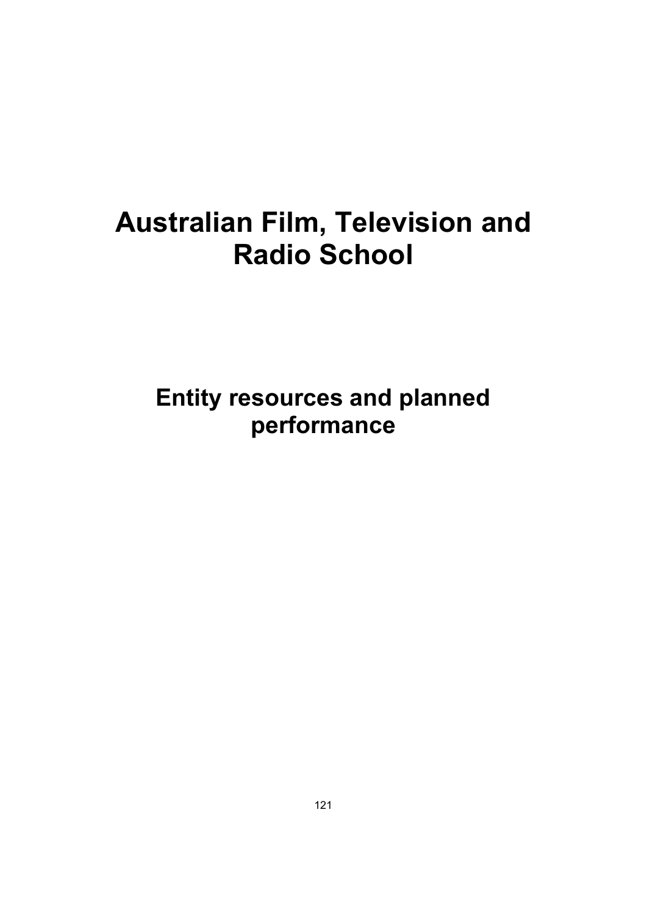# Australian Film, Television and Radio School

## Entity resources and planned performance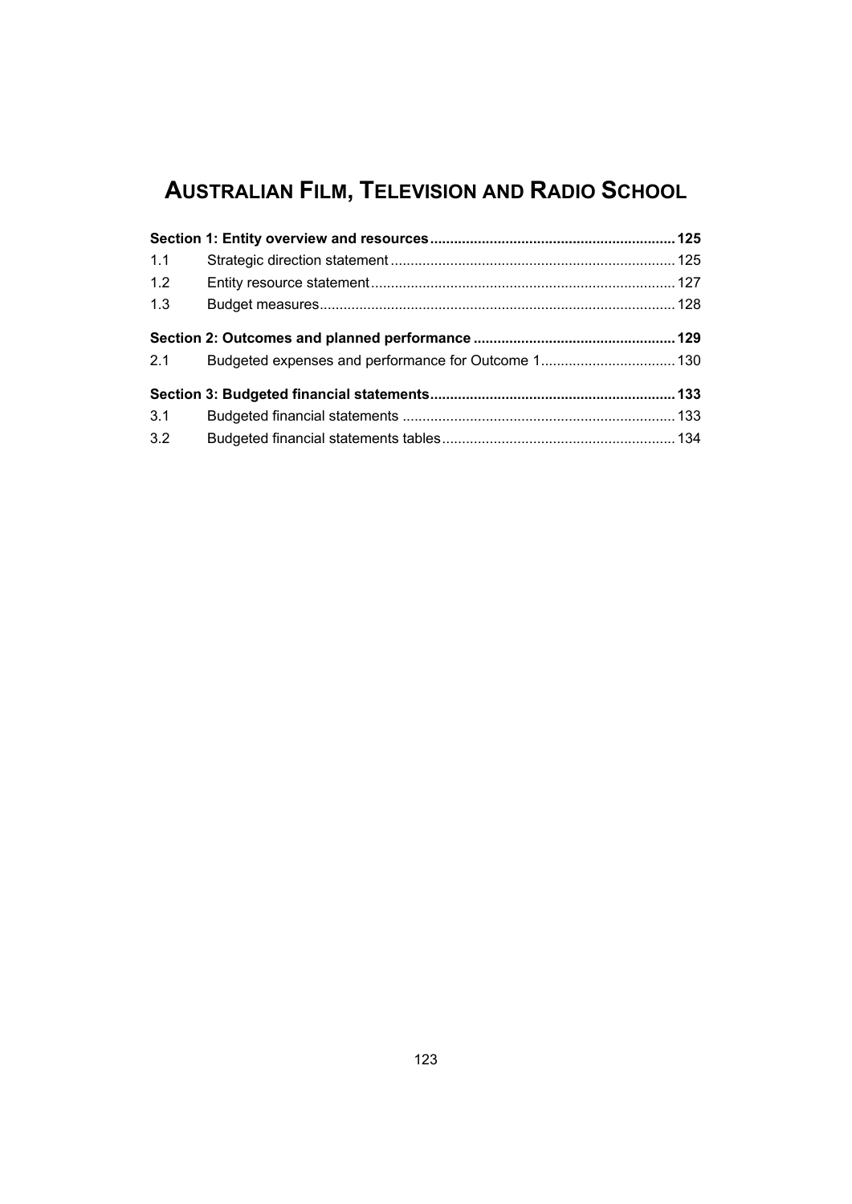# Australian Film, Television and Radio School

| | | |
|---|---|---|
| **Section 1: Entity overview and resources** | | **125** |
| 1.1 | Strategic direction statement | 125 |
| 1.2 | Entity resource statement | 127 |
| 1.3 | Budget measures | 128 |
| **Section 2: Outcomes and planned performance** | | **129** |
| 2.1 | Budgeted expenses and performance for Outcome 1 | 130 |
| **Section 3: Budgeted financial statements** | | **133** |
| 3.1 | Budgeted financial statements | 133 |
| 3.2 | Budgeted financial statements tables | 134 |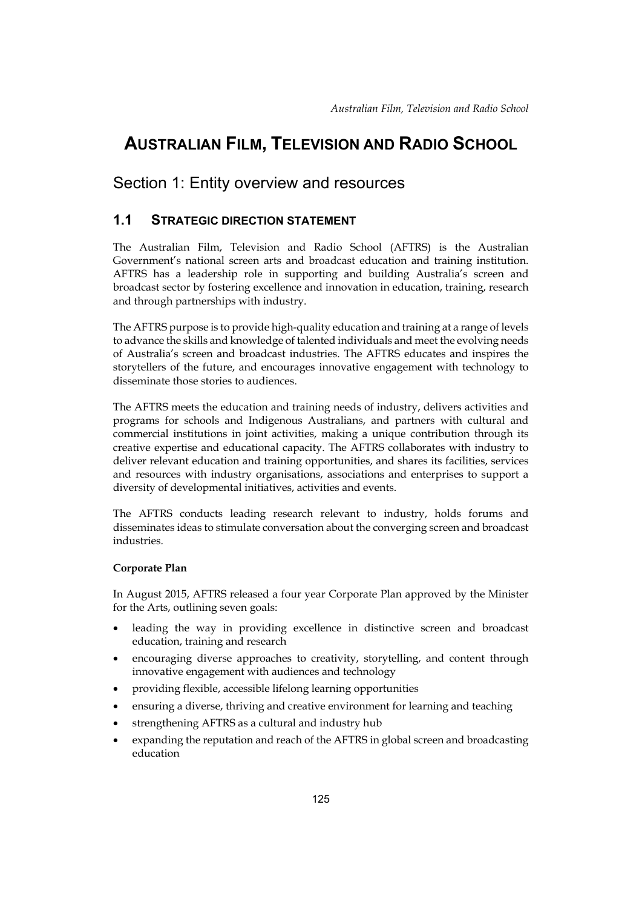# AUSTRALIAN FILM, TELEVISION AND RADIO SCHOOL

## Section 1: Entity overview and resources

### 1.1 STRATEGIC DIRECTION STATEMENT

The Australian Film, Television and Radio School (AFTRS) is the Australian Government's national screen arts and broadcast education and training institution. AFTRS has a leadership role in supporting and building Australia's screen and broadcast sector by fostering excellence and innovation in education, training, research and through partnerships with industry.

The AFTRS purpose is to provide high-quality education and training at a range of levels to advance the skills and knowledge of talented individuals and meet the evolving needs of Australia's screen and broadcast industries. The AFTRS educates and inspires the storytellers of the future, and encourages innovative engagement with technology to disseminate those stories to audiences.

The AFTRS meets the education and training needs of industry, delivers activities and programs for schools and Indigenous Australians, and partners with cultural and commercial institutions in joint activities, making a unique contribution through its creative expertise and educational capacity. The AFTRS collaborates with industry to deliver relevant education and training opportunities, and shares its facilities, services and resources with industry organisations, associations and enterprises to support a diversity of developmental initiatives, activities and events.

The AFTRS conducts leading research relevant to industry, holds forums and disseminates ideas to stimulate conversation about the converging screen and broadcast industries.

**Corporate Plan**

In August 2015, AFTRS released a four year Corporate Plan approved by the Minister for the Arts, outlining seven goals:

- leading the way in providing excellence in distinctive screen and broadcast education, training and research
- encouraging diverse approaches to creativity, storytelling, and content through innovative engagement with audiences and technology
- providing flexible, accessible lifelong learning opportunities
- ensuring a diverse, thriving and creative environment for learning and teaching
- strengthening AFTRS as a cultural and industry hub
- expanding the reputation and reach of the AFTRS in global screen and broadcasting education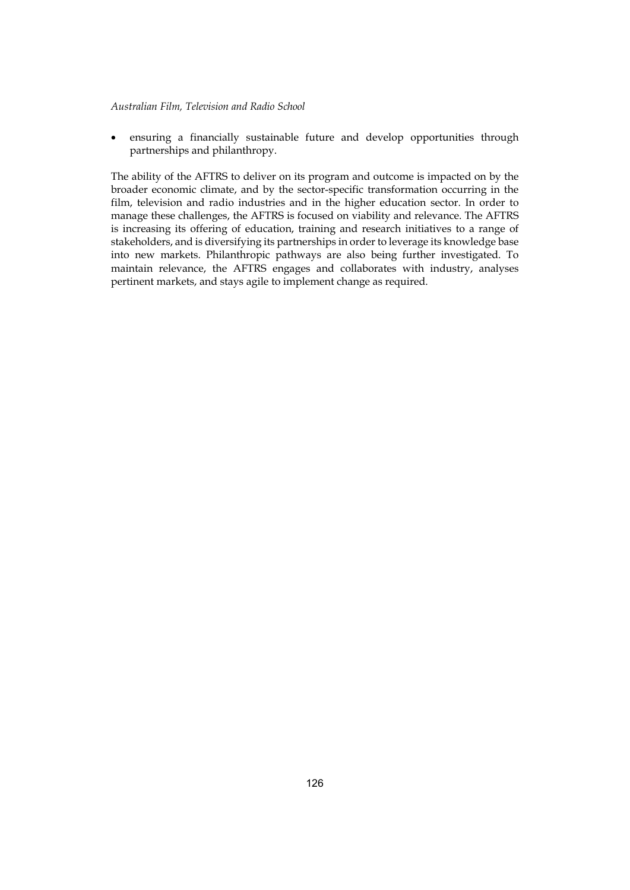- ensuring a financially sustainable future and develop opportunities through partnerships and philanthropy.

The ability of the AFTRS to deliver on its program and outcome is impacted on by the broader economic climate, and by the sector-specific transformation occurring in the film, television and radio industries and in the higher education sector. In order to manage these challenges, the AFTRS is focused on viability and relevance. The AFTRS is increasing its offering of education, training and research initiatives to a range of stakeholders, and is diversifying its partnerships in order to leverage its knowledge base into new markets. Philanthropic pathways are also being further investigated. To maintain relevance, the AFTRS engages and collaborates with industry, analyses pertinent markets, and stays agile to implement change as required.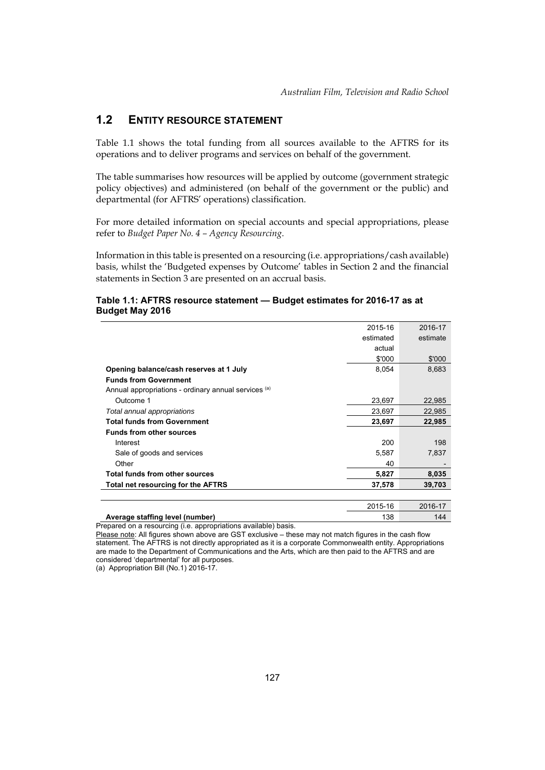## 1.2 ENTITY RESOURCE STATEMENT

Table 1.1 shows the total funding from all sources available to the AFTRS for its operations and to deliver programs and services on behalf of the government.

The table summarises how resources will be applied by outcome (government strategic policy objectives) and administered (on behalf of the government or the public) and departmental (for AFTRS' operations) classification.

For more detailed information on special accounts and special appropriations, please refer to *Budget Paper No. 4 – Agency Resourcing*.

Information in this table is presented on a resourcing (i.e. appropriations/cash available) basis, whilst the 'Budgeted expenses by Outcome' tables in Section 2 and the financial statements in Section 3 are presented on an accrual basis.

**Table 1.1: AFTRS resource statement — Budget estimates for 2016-17 as at Budget May 2016**

| | 2015-16 estimated actual $'000 | 2016-17 estimate $'000 |
|---|---|---|
| **Opening balance/cash reserves at 1 July** | 8,054 | 8,683 |
| **Funds from Government** | | |
| Annual appropriations - ordinary annual services [(a)] | | |
| Outcome 1 | 23,697 | 22,985 |
| *Total annual appropriations* | 23,697 | 22,985 |
| **Total funds from Government** | **23,697** | **22,985** |
| **Funds from other sources** | | |
| Interest | 200 | 198 |
| Sale of goods and services | 5,587 | 7,837 |
| Other | 40 | - |
| **Total funds from other sources** | **5,827** | **8,035** |
| **Total net resourcing for the AFTRS** | **37,578** | **39,703** |

| | 2015-16 | 2016-17 |
|---|---|---|
| **Average staffing level (number)** | 138 | 144 |

Prepared on a resourcing (i.e. appropriations available) basis.

Please note: All figures shown above are GST exclusive – these may not match figures in the cash flow statement. The AFTRS is not directly appropriated as it is a corporate Commonwealth entity. Appropriations are made to the Department of Communications and the Arts, which are then paid to the AFTRS and are considered 'departmental' for all purposes.

(a) Appropriation Bill (No.1) 2016-17.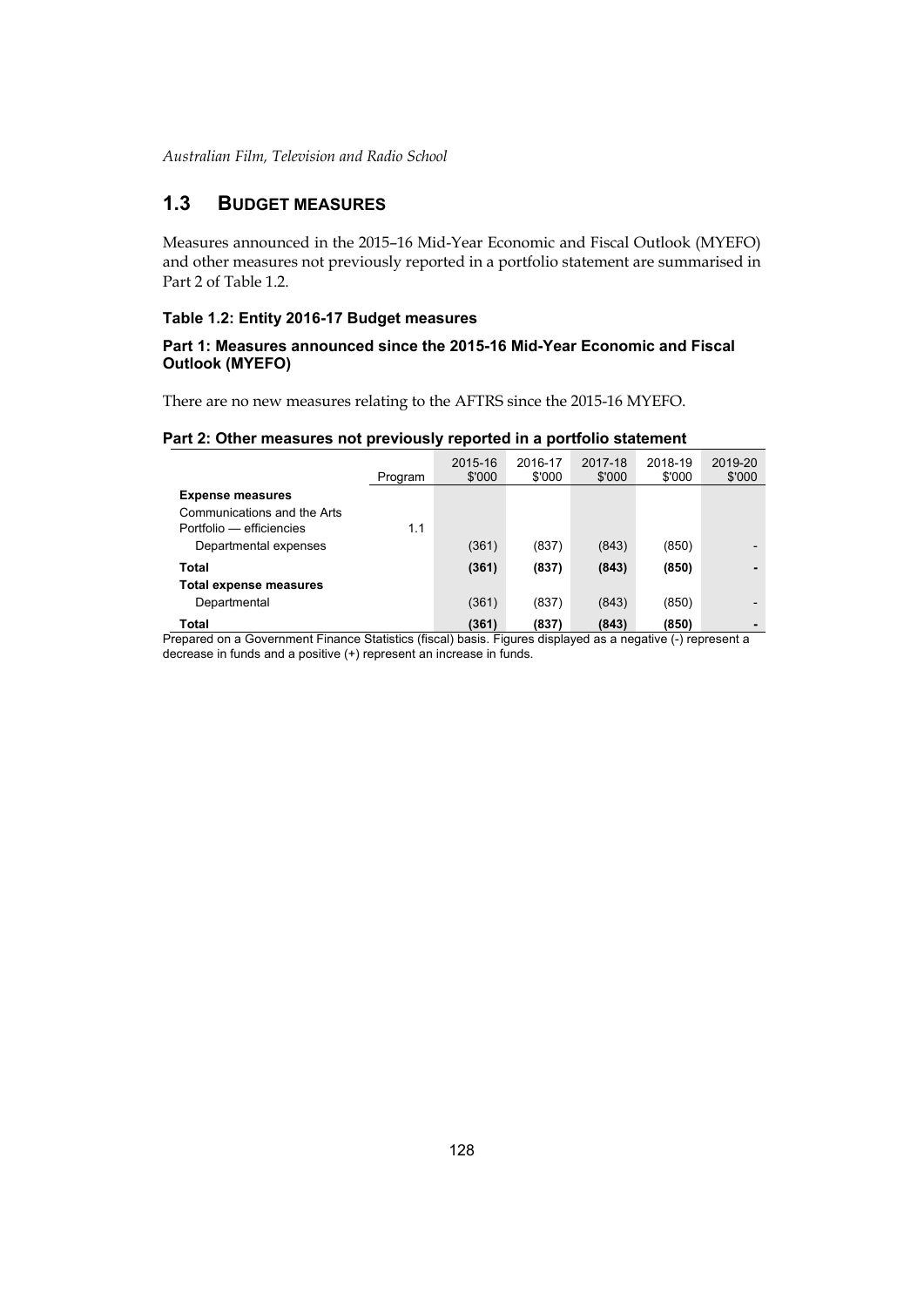## 1.3 BUDGET MEASURES

Measures announced in the 2015–16 Mid-Year Economic and Fiscal Outlook (MYEFO) and other measures not previously reported in a portfolio statement are summarised in Part 2 of Table 1.2.

### Table 1.2: Entity 2016-17 Budget measures

#### Part 1: Measures announced since the 2015-16 Mid-Year Economic and Fiscal Outlook (MYEFO)

There are no new measures relating to the AFTRS since the 2015-16 MYEFO.

#### Part 2: Other measures not previously reported in a portfolio statement

| | Program | 2015-16 $'000 | 2016-17 $'000 | 2017-18 $'000 | 2018-19 $'000 | 2019-20 $'000 |
|---|---|---|---|---|---|---|
| **Expense measures** | | | | | | |
| Communications and the Arts Portfolio — efficiencies | 1.1 | | | | | |
| Departmental expenses | | (361) | (837) | (843) | (850) | - |
| **Total** | | **(361)** | **(837)** | **(843)** | **(850)** | **-** |
| **Total expense measures** | | | | | | |
| Departmental | | (361) | (837) | (843) | (850) | - |
| **Total** | | **(361)** | **(837)** | **(843)** | **(850)** | **-** |

Prepared on a Government Finance Statistics (fiscal) basis. Figures displayed as a negative (-) represent a decrease in funds and a positive (+) represent an increase in funds.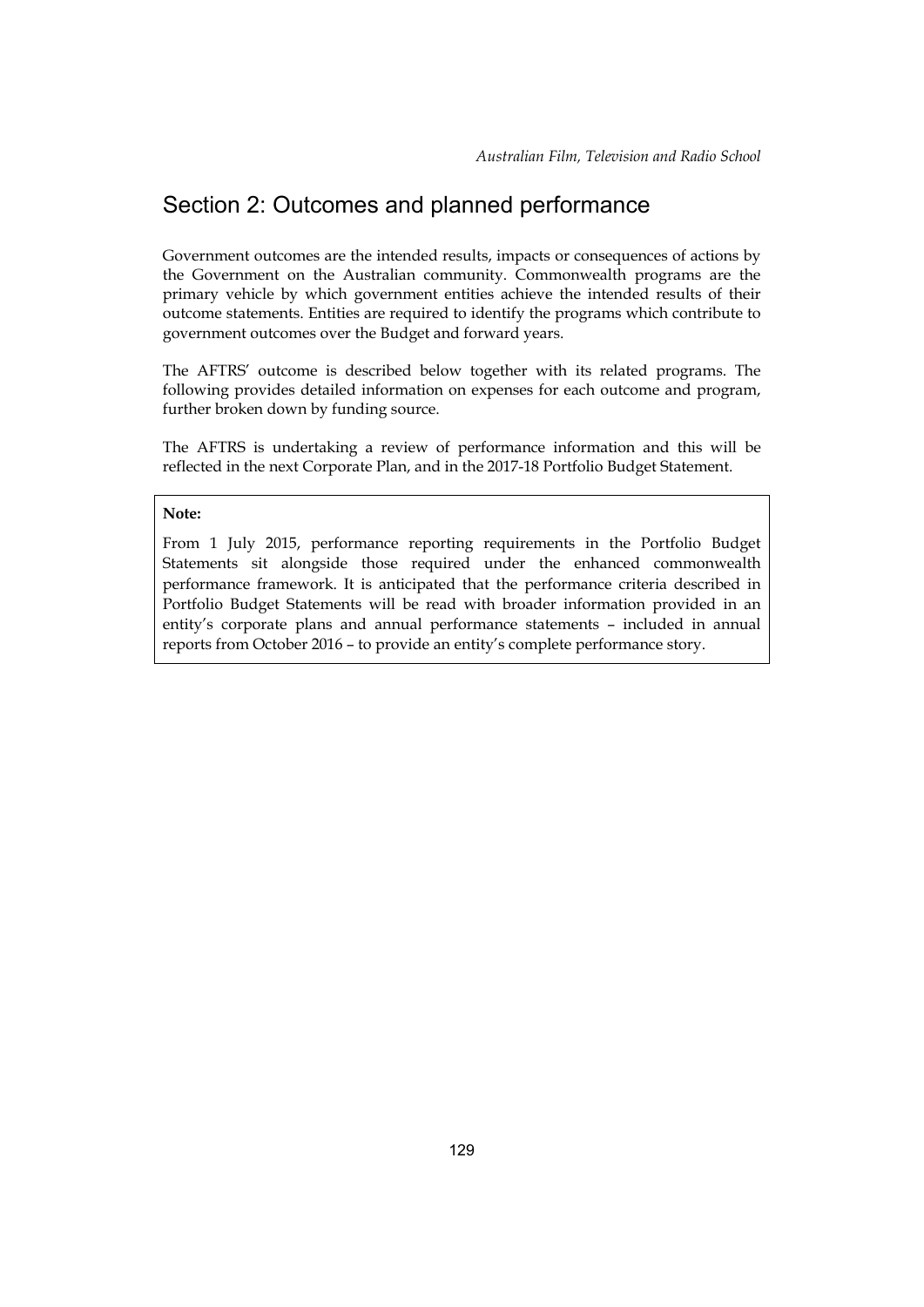## Section 2: Outcomes and planned performance

Government outcomes are the intended results, impacts or consequences of actions by the Government on the Australian community. Commonwealth programs are the primary vehicle by which government entities achieve the intended results of their outcome statements. Entities are required to identify the programs which contribute to government outcomes over the Budget and forward years.

The AFTRS' outcome is described below together with its related programs. The following provides detailed information on expenses for each outcome and program, further broken down by funding source.

The AFTRS is undertaking a review of performance information and this will be reflected in the next Corporate Plan, and in the 2017-18 Portfolio Budget Statement.

**Note:**

From 1 July 2015, performance reporting requirements in the Portfolio Budget Statements sit alongside those required under the enhanced commonwealth performance framework. It is anticipated that the performance criteria described in Portfolio Budget Statements will be read with broader information provided in an entity's corporate plans and annual performance statements – included in annual reports from October 2016 – to provide an entity's complete performance story.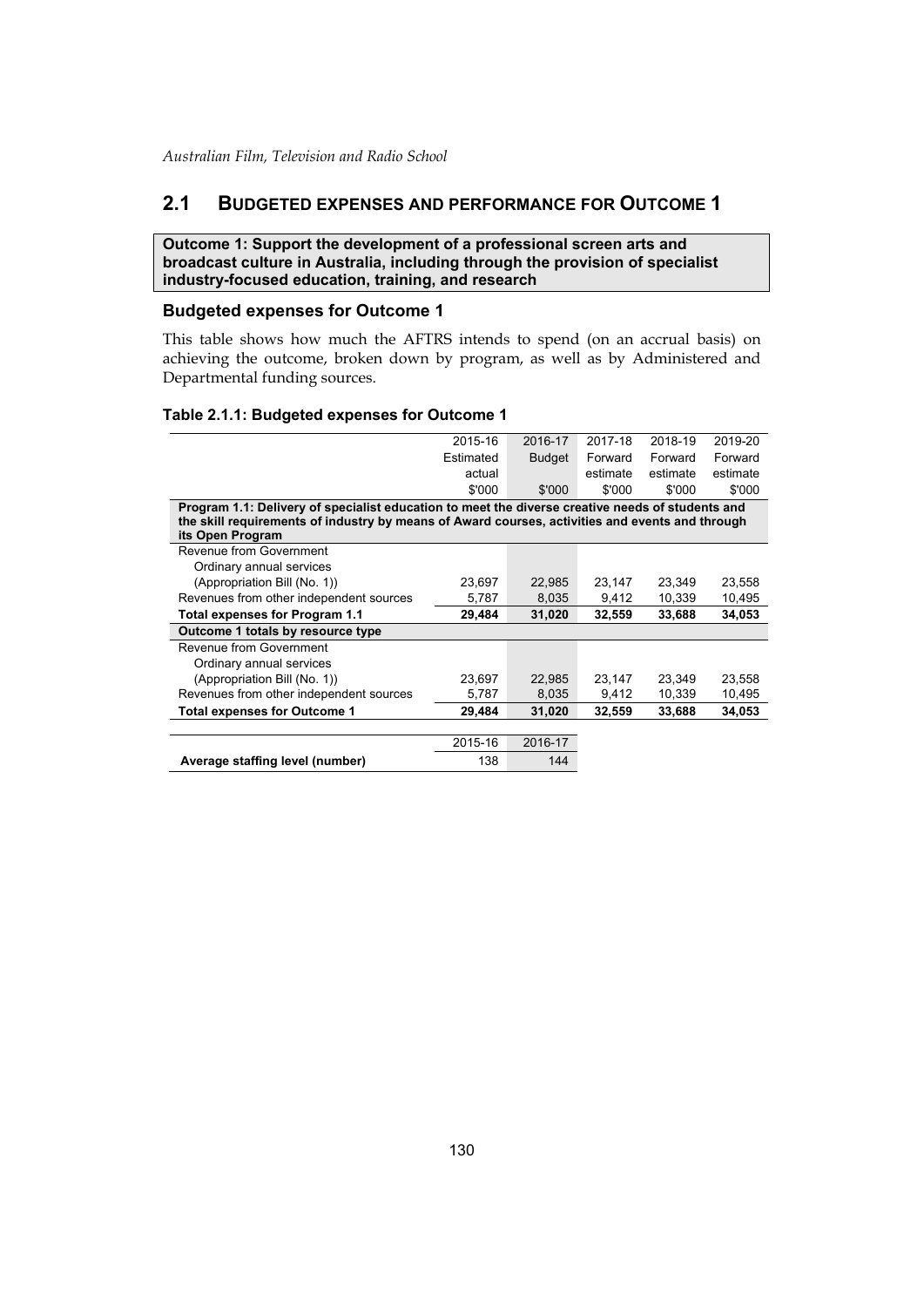## 2.1 BUDGETED EXPENSES AND PERFORMANCE FOR OUTCOME 1

**Outcome 1: Support the development of a professional screen arts and broadcast culture in Australia, including through the provision of specialist industry-focused education, training, and research**

### Budgeted expenses for Outcome 1

This table shows how much the AFTRS intends to spend (on an accrual basis) on achieving the outcome, broken down by program, as well as by Administered and Departmental funding sources.

**Table 2.1.1: Budgeted expenses for Outcome 1**

| | 2015-16 Estimated actual $'000 | 2016-17 Budget $'000 | 2017-18 Forward estimate $'000 | 2018-19 Forward estimate $'000 | 2019-20 Forward estimate $'000 |
|---|---|---|---|---|---|
| **Program 1.1: Delivery of specialist education to meet the diverse creative needs of students and the skill requirements of industry by means of Award courses, activities and events and through its Open Program** | | | | | |
| Revenue from Government | | | | | |
| Ordinary annual services (Appropriation Bill (No. 1)) | 23,697 | 22,985 | 23,147 | 23,349 | 23,558 |
| Revenues from other independent sources | 5,787 | 8,035 | 9,412 | 10,339 | 10,495 |
| **Total expenses for Program 1.1** | **29,484** | **31,020** | **32,559** | **33,688** | **34,053** |
| **Outcome 1 totals by resource type** | | | | | |
| Revenue from Government | | | | | |
| Ordinary annual services (Appropriation Bill (No. 1)) | 23,697 | 22,985 | 23,147 | 23,349 | 23,558 |
| Revenues from other independent sources | 5,787 | 8,035 | 9,412 | 10,339 | 10,495 |
| **Total expenses for Outcome 1** | **29,484** | **31,020** | **32,559** | **33,688** | **34,053** |

| | 2015-16 | 2016-17 |
|---|---|---|
| **Average staffing level (number)** | 138 | 144 |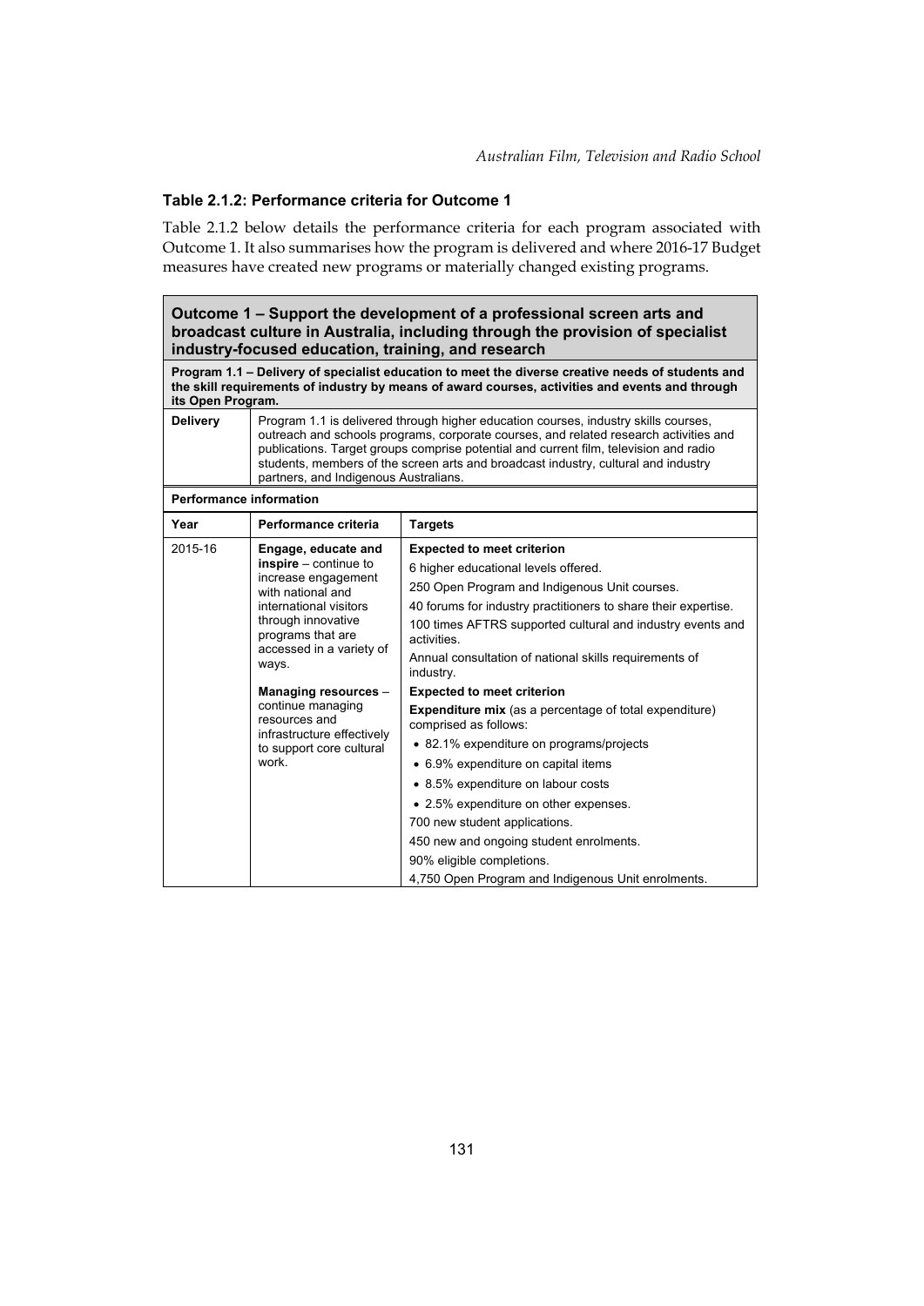### Table 2.1.2: Performance criteria for Outcome 1

Table 2.1.2 below details the performance criteria for each program associated with Outcome 1. It also summarises how the program is delivered and where 2016-17 Budget measures have created new programs or materially changed existing programs.

| **Outcome 1 – Support the development of a professional screen arts and broadcast culture in Australia, including through the provision of specialist industry-focused education, training, and research** | | |
|---|---|---|
| **Program 1.1 – Delivery of specialist education to meet the diverse creative needs of students and the skill requirements of industry by means of award courses, activities and events and through its Open Program.** | | |
| **Delivery** | Program 1.1 is delivered through higher education courses, industry skills courses, outreach and schools programs, corporate courses, and related research activities and publications. Target groups comprise potential and current film, television and radio students, members of the screen arts and broadcast industry, cultural and industry partners, and Indigenous Australians. | |
| **Performance information** | | |
| **Year** | **Performance criteria** | **Targets** |
| 2015-16 | **Engage, educate and inspire** – continue to increase engagement with national and international visitors through innovative programs that are accessed in a variety of ways. | **Expected to meet criterion**<br>6 higher educational levels offered.<br>250 Open Program and Indigenous Unit courses.<br>40 forums for industry practitioners to share their expertise.<br>100 times AFTRS supported cultural and industry events and activities.<br>Annual consultation of national skills requirements of industry. |
| | **Managing resources** – continue managing resources and infrastructure effectively to support core cultural work. | **Expected to meet criterion**<br>**Expenditure mix** (as a percentage of total expenditure) comprised as follows:<br>• 82.1% expenditure on programs/projects<br>• 6.9% expenditure on capital items<br>• 8.5% expenditure on labour costs<br>• 2.5% expenditure on other expenses.<br>700 new student applications.<br>450 new and ongoing student enrolments.<br>90% eligible completions.<br>4,750 Open Program and Indigenous Unit enrolments. |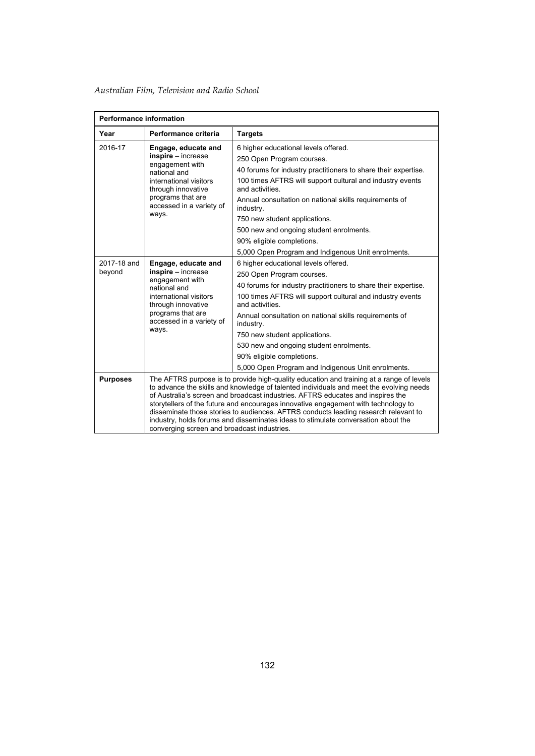| Performance information | | |
|---|---|---|
| **Year** | **Performance criteria** | **Targets** |
| 2016-17 | **Engage, educate and inspire** – increase engagement with national and international visitors through innovative programs that are accessed in a variety of ways. | 6 higher educational levels offered.<br>250 Open Program courses.<br>40 forums for industry practitioners to share their expertise.<br>100 times AFTRS will support cultural and industry events and activities.<br>Annual consultation on national skills requirements of industry.<br>750 new student applications.<br>500 new and ongoing student enrolments.<br>90% eligible completions.<br>5,000 Open Program and Indigenous Unit enrolments. |
| 2017-18 and beyond | **Engage, educate and inspire** – increase engagement with national and international visitors through innovative programs that are accessed in a variety of ways. | 6 higher educational levels offered.<br>250 Open Program courses.<br>40 forums for industry practitioners to share their expertise.<br>100 times AFTRS will support cultural and industry events and activities.<br>Annual consultation on national skills requirements of industry.<br>750 new student applications.<br>530 new and ongoing student enrolments.<br>90% eligible completions.<br>5,000 Open Program and Indigenous Unit enrolments. |
| **Purposes** | The AFTRS purpose is to provide high-quality education and training at a range of levels to advance the skills and knowledge of talented individuals and meet the evolving needs of Australia's screen and broadcast industries. AFTRS educates and inspires the storytellers of the future and encourages innovative engagement with technology to disseminate those stories to audiences. AFTRS conducts leading research relevant to industry, holds forums and disseminates ideas to stimulate conversation about the converging screen and broadcast industries. | |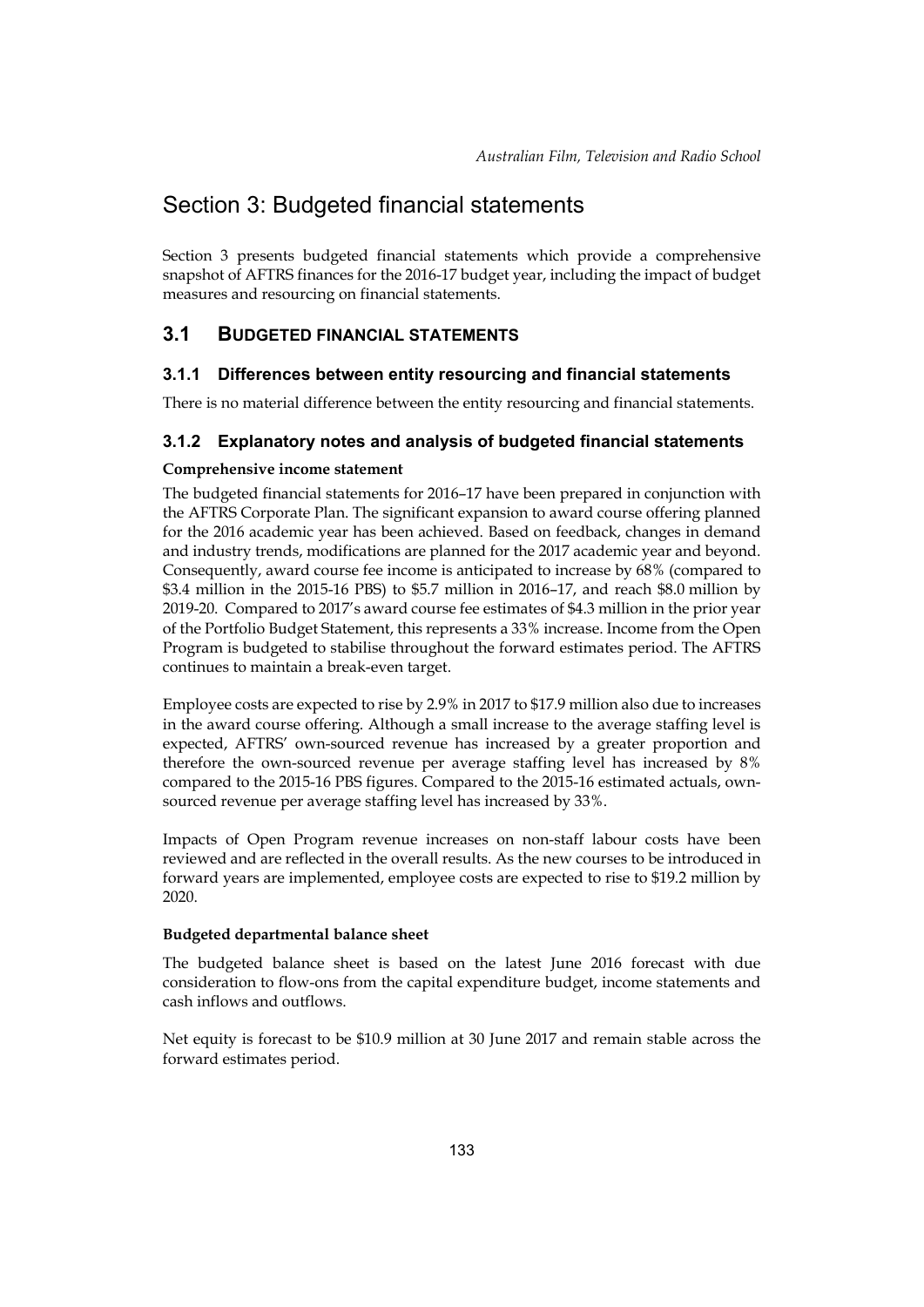# Section 3: Budgeted financial statements

Section 3 presents budgeted financial statements which provide a comprehensive snapshot of AFTRS finances for the 2016-17 budget year, including the impact of budget measures and resourcing on financial statements.

## 3.1 BUDGETED FINANCIAL STATEMENTS

### 3.1.1 Differences between entity resourcing and financial statements

There is no material difference between the entity resourcing and financial statements.

### 3.1.2 Explanatory notes and analysis of budgeted financial statements

**Comprehensive income statement**

The budgeted financial statements for 2016–17 have been prepared in conjunction with the AFTRS Corporate Plan. The significant expansion to award course offering planned for the 2016 academic year has been achieved. Based on feedback, changes in demand and industry trends, modifications are planned for the 2017 academic year and beyond. Consequently, award course fee income is anticipated to increase by 68% (compared to $3.4 million in the 2015-16 PBS) to $5.7 million in 2016–17, and reach $8.0 million by 2019-20. Compared to 2017's award course fee estimates of $4.3 million in the prior year of the Portfolio Budget Statement, this represents a 33% increase. Income from the Open Program is budgeted to stabilise throughout the forward estimates period. The AFTRS continues to maintain a break-even target.

Employee costs are expected to rise by 2.9% in 2017 to $17.9 million also due to increases in the award course offering. Although a small increase to the average staffing level is expected, AFTRS' own-sourced revenue has increased by a greater proportion and therefore the own-sourced revenue per average staffing level has increased by 8% compared to the 2015-16 PBS figures. Compared to the 2015-16 estimated actuals, own-sourced revenue per average staffing level has increased by 33%.

Impacts of Open Program revenue increases on non-staff labour costs have been reviewed and are reflected in the overall results. As the new courses to be introduced in forward years are implemented, employee costs are expected to rise to $19.2 million by 2020.

**Budgeted departmental balance sheet**

The budgeted balance sheet is based on the latest June 2016 forecast with due consideration to flow-ons from the capital expenditure budget, income statements and cash inflows and outflows.

Net equity is forecast to be $10.9 million at 30 June 2017 and remain stable across the forward estimates period.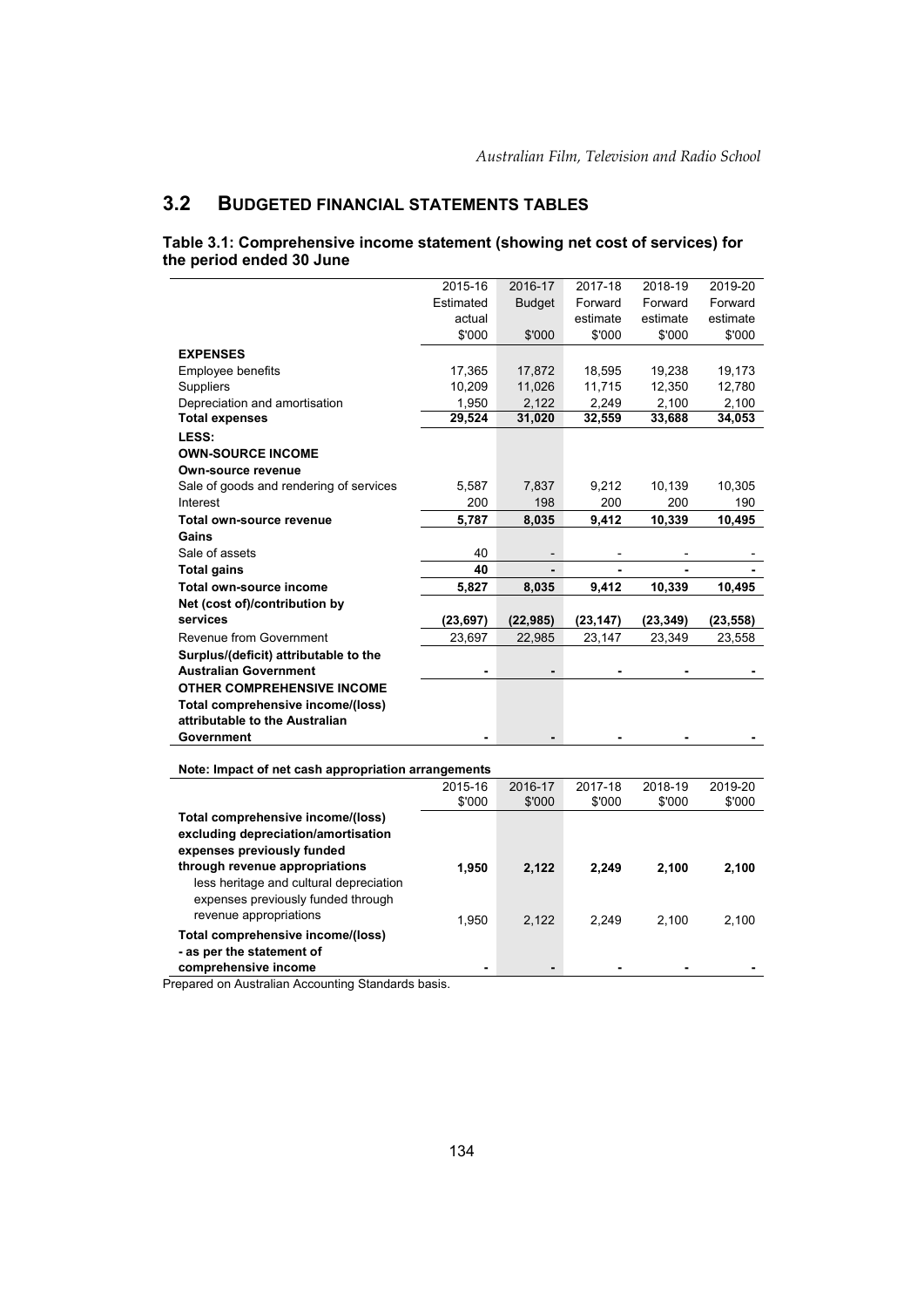## 3.2 BUDGETED FINANCIAL STATEMENTS TABLES

**Table 3.1: Comprehensive income statement (showing net cost of services) for the period ended 30 June**

| | 2015-16 Estimated actual $'000 | 2016-17 Budget $'000 | 2017-18 Forward estimate $'000 | 2018-19 Forward estimate $'000 | 2019-20 Forward estimate $'000 |
|---|---|---|---|---|---|
| **EXPENSES** | | | | | |
| Employee benefits | 17,365 | 17,872 | 18,595 | 19,238 | 19,173 |
| Suppliers | 10,209 | 11,026 | 11,715 | 12,350 | 12,780 |
| Depreciation and amortisation | 1,950 | 2,122 | 2,249 | 2,100 | 2,100 |
| **Total expenses** | **29,524** | **31,020** | **32,559** | **33,688** | **34,053** |
| **LESS:** | | | | | |
| **OWN-SOURCE INCOME** | | | | | |
| **Own-source revenue** | | | | | |
| Sale of goods and rendering of services | 5,587 | 7,837 | 9,212 | 10,139 | 10,305 |
| Interest | 200 | 198 | 200 | 200 | 190 |
| **Total own-source revenue** | **5,787** | **8,035** | **9,412** | **10,339** | **10,495** |
| **Gains** | | | | | |
| Sale of assets | 40 | - | - | - | - |
| **Total gains** | **40** | **-** | **-** | **-** | **-** |
| **Total own-source income** | **5,827** | **8,035** | **9,412** | **10,339** | **10,495** |
| **Net (cost of)/contribution by services** | **(23,697)** | **(22,985)** | **(23,147)** | **(23,349)** | **(23,558)** |
| Revenue from Government | 23,697 | 22,985 | 23,147 | 23,349 | 23,558 |
| **Surplus/(deficit) attributable to the Australian Government** | **-** | **-** | **-** | **-** | **-** |
| **OTHER COMPREHENSIVE INCOME** | | | | | |
| **Total comprehensive income/(loss) attributable to the Australian Government** | **-** | **-** | **-** | **-** | **-** |

**Note: Impact of net cash appropriation arrangements**

| | 2015-16 $'000 | 2016-17 $'000 | 2017-18 $'000 | 2018-19 $'000 | 2019-20 $'000 |
|---|---|---|---|---|---|
| **Total comprehensive income/(loss) excluding depreciation/amortisation expenses previously funded through revenue appropriations** | **1,950** | **2,122** | **2,249** | **2,100** | **2,100** |
| less heritage and cultural depreciation expenses previously funded through revenue appropriations | 1,950 | 2,122 | 2,249 | 2,100 | 2,100 |
| **Total comprehensive income/(loss) - as per the statement of comprehensive income** | **-** | **-** | **-** | **-** | **-** |

Prepared on Australian Accounting Standards basis.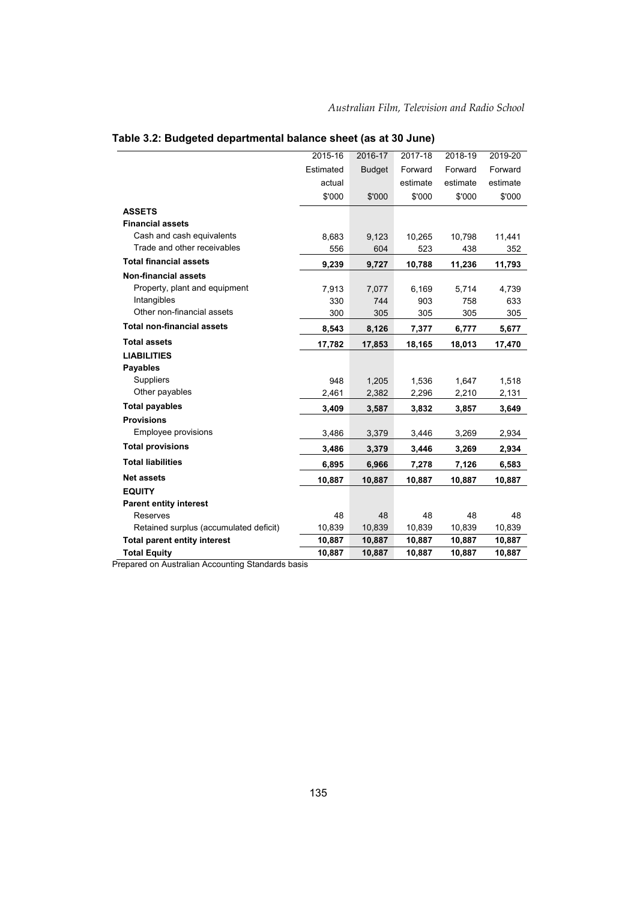## Table 3.2: Budgeted departmental balance sheet (as at 30 June)

| | 2015-16 Estimated actual $'000 | 2016-17 Budget $'000 | 2017-18 Forward estimate $'000 | 2018-19 Forward estimate $'000 | 2019-20 Forward estimate $'000 |
|---|---|---|---|---|---|
| **ASSETS** | | | | | |
| **Financial assets** | | | | | |
| Cash and cash equivalents | 8,683 | 9,123 | 10,265 | 10,798 | 11,441 |
| Trade and other receivables | 556 | 604 | 523 | 438 | 352 |
| **Total financial assets** | **9,239** | **9,727** | **10,788** | **11,236** | **11,793** |
| **Non-financial assets** | | | | | |
| Property, plant and equipment | 7,913 | 7,077 | 6,169 | 5,714 | 4,739 |
| Intangibles | 330 | 744 | 903 | 758 | 633 |
| Other non-financial assets | 300 | 305 | 305 | 305 | 305 |
| **Total non-financial assets** | **8,543** | **8,126** | **7,377** | **6,777** | **5,677** |
| **Total assets** | **17,782** | **17,853** | **18,165** | **18,013** | **17,470** |
| **LIABILITIES** | | | | | |
| **Payables** | | | | | |
| Suppliers | 948 | 1,205 | 1,536 | 1,647 | 1,518 |
| Other payables | 2,461 | 2,382 | 2,296 | 2,210 | 2,131 |
| **Total payables** | **3,409** | **3,587** | **3,832** | **3,857** | **3,649** |
| **Provisions** | | | | | |
| Employee provisions | 3,486 | 3,379 | 3,446 | 3,269 | 2,934 |
| **Total provisions** | **3,486** | **3,379** | **3,446** | **3,269** | **2,934** |
| **Total liabilities** | **6,895** | **6,966** | **7,278** | **7,126** | **6,583** |
| **Net assets** | **10,887** | **10,887** | **10,887** | **10,887** | **10,887** |
| **EQUITY** | | | | | |
| **Parent entity interest** | | | | | |
| Reserves | 48 | 48 | 48 | 48 | 48 |
| Retained surplus (accumulated deficit) | 10,839 | 10,839 | 10,839 | 10,839 | 10,839 |
| **Total parent entity interest** | **10,887** | **10,887** | **10,887** | **10,887** | **10,887** |
| **Total Equity** | **10,887** | **10,887** | **10,887** | **10,887** | **10,887** |

Prepared on Australian Accounting Standards basis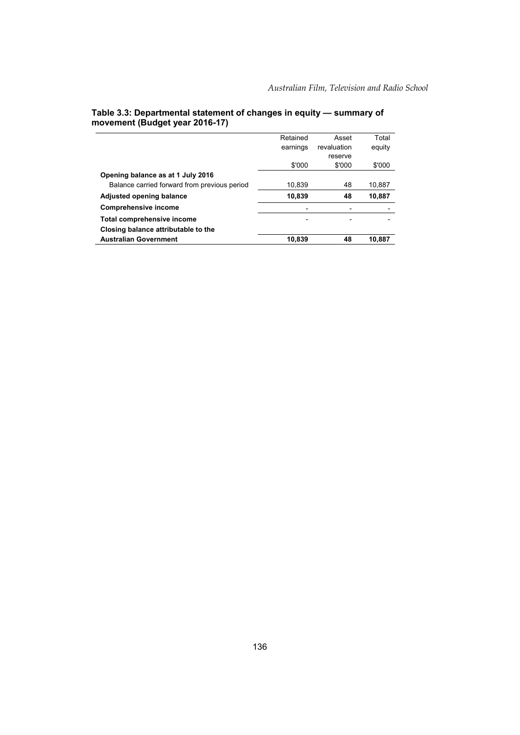**Table 3.3: Departmental statement of changes in equity — summary of movement (Budget year 2016-17)**

| | Retained earnings | Asset revaluation reserve | Total equity |
|---|---|---|---|
| | $'000 | $'000 | $'000 |
| **Opening balance as at 1 July 2016** | | | |
| Balance carried forward from previous period | 10,839 | 48 | 10,887 |
| **Adjusted opening balance** | **10,839** | **48** | **10,887** |
| **Comprehensive income** | - | - | - |
| **Total comprehensive income** | - | - | - |
| **Closing balance attributable to the Australian Government** | **10,839** | **48** | **10,887** |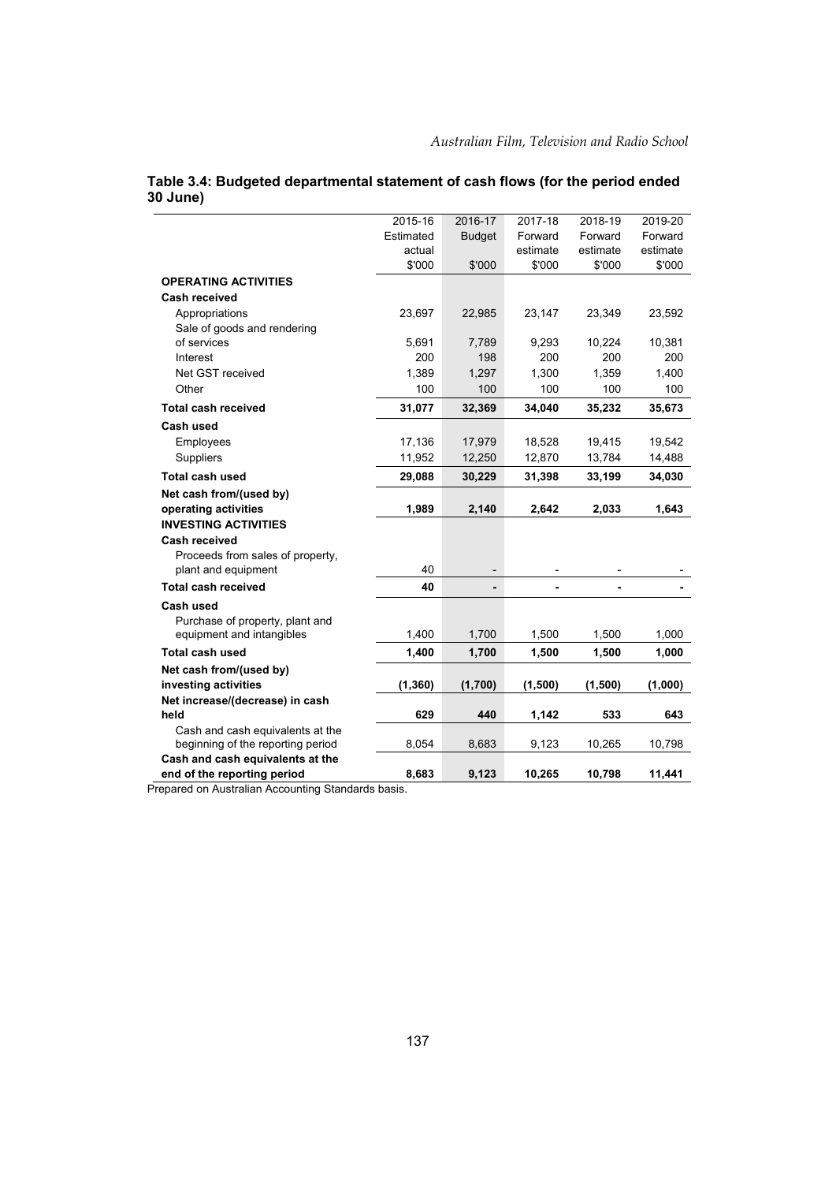**Table 3.4: Budgeted departmental statement of cash flows (for the period ended 30 June)**

| | 2015-16 Estimated actual $'000 | 2016-17 Budget $'000 | 2017-18 Forward estimate $'000 | 2018-19 Forward estimate $'000 | 2019-20 Forward estimate $'000 |
|---|---|---|---|---|---|
| **OPERATING ACTIVITIES** | | | | | |
| **Cash received** | | | | | |
| Appropriations | 23,697 | 22,985 | 23,147 | 23,349 | 23,592 |
| Sale of goods and rendering of services | 5,691 | 7,789 | 9,293 | 10,224 | 10,381 |
| Interest | 200 | 198 | 200 | 200 | 200 |
| Net GST received | 1,389 | 1,297 | 1,300 | 1,359 | 1,400 |
| Other | 100 | 100 | 100 | 100 | 100 |
| **Total cash received** | **31,077** | **32,369** | **34,040** | **35,232** | **35,673** |
| **Cash used** | | | | | |
| Employees | 17,136 | 17,979 | 18,528 | 19,415 | 19,542 |
| Suppliers | 11,952 | 12,250 | 12,870 | 13,784 | 14,488 |
| **Total cash used** | **29,088** | **30,229** | **31,398** | **33,199** | **34,030** |
| **Net cash from/(used by) operating activities** | **1,989** | **2,140** | **2,642** | **2,033** | **1,643** |
| **INVESTING ACTIVITIES** | | | | | |
| **Cash received** | | | | | |
| Proceeds from sales of property, plant and equipment | 40 | - | - | - | - |
| **Total cash received** | **40** | **-** | **-** | **-** | **-** |
| **Cash used** | | | | | |
| Purchase of property, plant and equipment and intangibles | 1,400 | 1,700 | 1,500 | 1,500 | 1,000 |
| **Total cash used** | **1,400** | **1,700** | **1,500** | **1,500** | **1,000** |
| **Net cash from/(used by) investing activities** | **(1,360)** | **(1,700)** | **(1,500)** | **(1,500)** | **(1,000)** |
| **Net increase/(decrease) in cash held** | **629** | **440** | **1,142** | **533** | **643** |
| Cash and cash equivalents at the beginning of the reporting period | 8,054 | 8,683 | 9,123 | 10,265 | 10,798 |
| **Cash and cash equivalents at the end of the reporting period** | **8,683** | **9,123** | **10,265** | **10,798** | **11,441** |

Prepared on Australian Accounting Standards basis.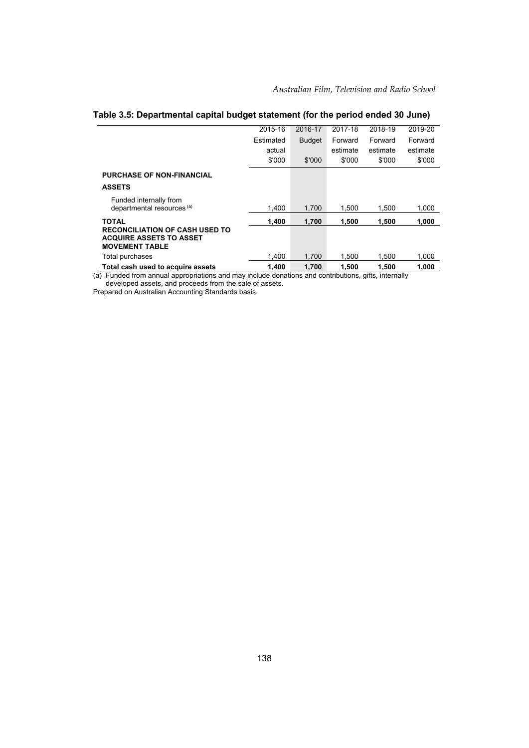## Table 3.5: Departmental capital budget statement (for the period ended 30 June)

| | 2015-16 Estimated actual $'000 | 2016-17 Budget $'000 | 2017-18 Forward estimate $'000 | 2018-19 Forward estimate $'000 | 2019-20 Forward estimate $'000 |
|---|---|---|---|---|---|
| **PURCHASE OF NON-FINANCIAL ASSETS** | | | | | |
| Funded internally from departmental resources (a) | 1,400 | 1,700 | 1,500 | 1,500 | 1,000 |
| **TOTAL** | **1,400** | **1,700** | **1,500** | **1,500** | **1,000** |
| **RECONCILIATION OF CASH USED TO ACQUIRE ASSETS TO ASSET MOVEMENT TABLE** | | | | | |
| Total purchases | 1,400 | 1,700 | 1,500 | 1,500 | 1,000 |
| **Total cash used to acquire assets** | **1,400** | **1,700** | **1,500** | **1,500** | **1,000** |

(a) Funded from annual appropriations and may include donations and contributions, gifts, internally developed assets, and proceeds from the sale of assets.

Prepared on Australian Accounting Standards basis.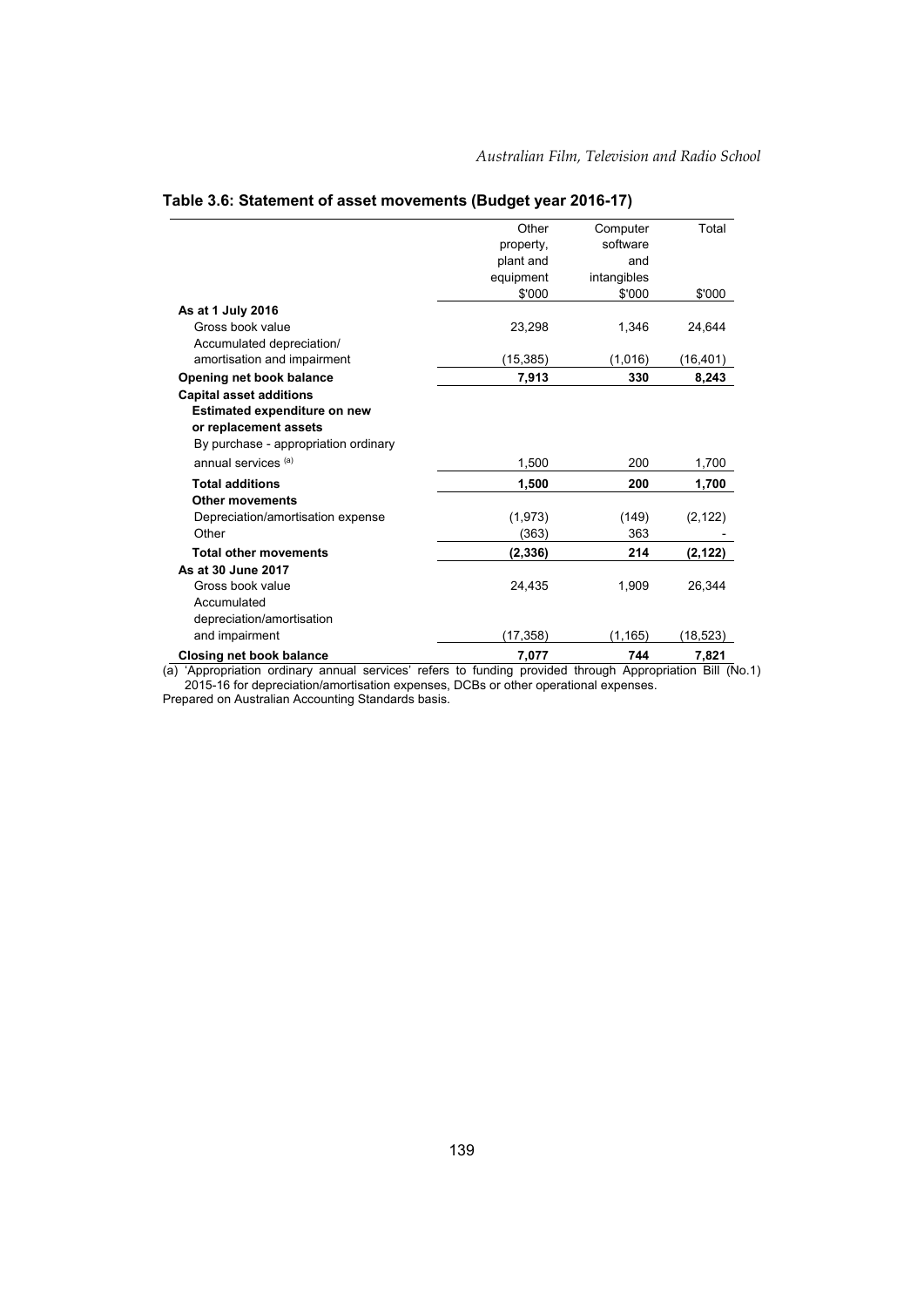## Table 3.6: Statement of asset movements (Budget year 2016-17)

| | Other property, plant and equipment $'000 | Computer software and intangibles $'000 | Total $'000 |
|---|---|---|---|
| **As at 1 July 2016** | | | |
| Gross book value | 23,298 | 1,346 | 24,644 |
| Accumulated depreciation/ amortisation and impairment | (15,385) | (1,016) | (16,401) |
| **Opening net book balance** | **7,913** | **330** | **8,243** |
| **Capital asset additions** | | | |
| **Estimated expenditure on new or replacement assets** | | | |
| By purchase - appropriation ordinary annual services [(a)] | 1,500 | 200 | 1,700 |
| **Total additions** | **1,500** | **200** | **1,700** |
| **Other movements** | | | |
| Depreciation/amortisation expense | (1,973) | (149) | (2,122) |
| Other | (363) | 363 | - |
| **Total other movements** | **(2,336)** | **214** | **(2,122)** |
| **As at 30 June 2017** | | | |
| Gross book value | 24,435 | 1,909 | 26,344 |
| Accumulated depreciation/amortisation and impairment | (17,358) | (1,165) | (18,523) |
| **Closing net book balance** | **7,077** | **744** | **7,821** |

(a) 'Appropriation ordinary annual services' refers to funding provided through Appropriation Bill (No.1) 2015-16 for depreciation/amortisation expenses, DCBs or other operational expenses.

Prepared on Australian Accounting Standards basis.